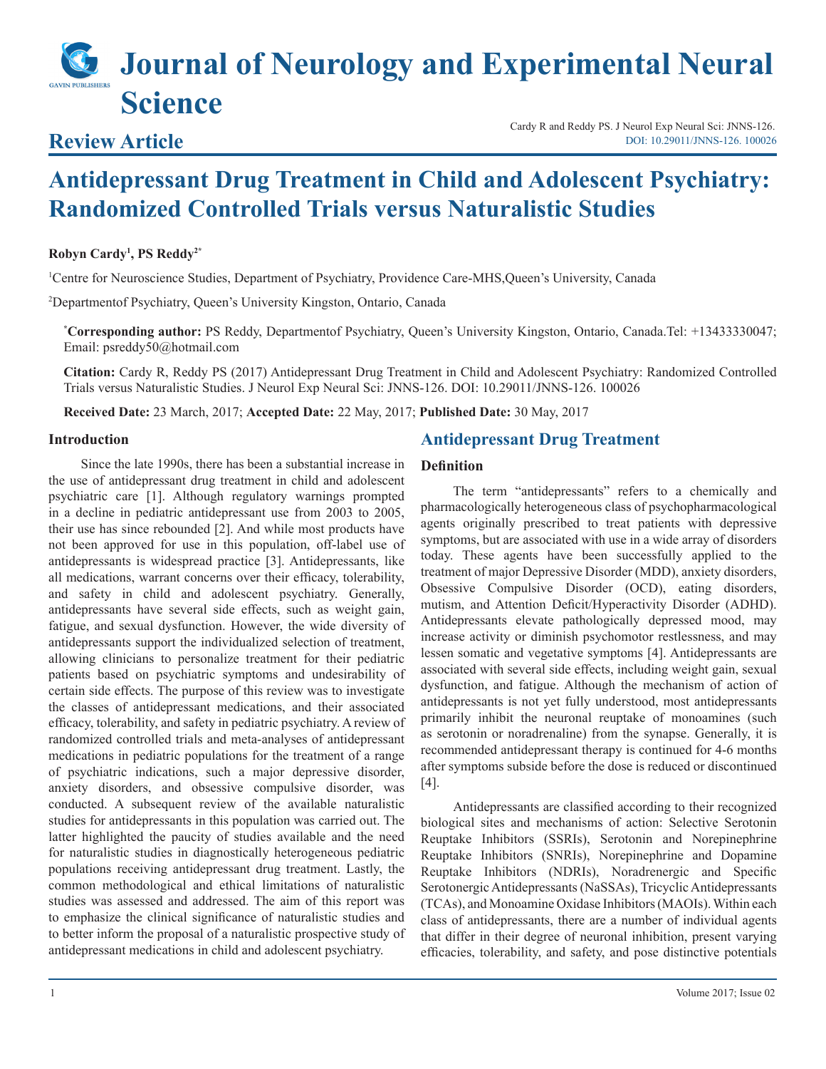# Journal of Neurology and Experimental Neural Science

## Review Article

Cardy R and Reddy PS. J Neurol Exp Neural Sci: JNNS-126.
DOI: 10.29011/JNNS-126. 100026

# Antidepressant Drug Treatment in Child and Adolescent Psychiatry: Randomized Controlled Trials versus Naturalistic Studies

**Robyn Cardy[1], PS Reddy[2*]**

[1]Centre for Neuroscience Studies, Department of Psychiatry, Providence Care-MHS,Queen's University, Canada

[2]Departmentof Psychiatry, Queen's University Kingston, Ontario, Canada

**[*]Corresponding author:** PS Reddy, Departmentof Psychiatry, Queen's University Kingston, Ontario, Canada.Tel: +13433330047; Email: psreddy50@hotmail.com

**Citation:** Cardy R, Reddy PS (2017) Antidepressant Drug Treatment in Child and Adolescent Psychiatry: Randomized Controlled Trials versus Naturalistic Studies. J Neurol Exp Neural Sci: JNNS-126. DOI: 10.29011/JNNS-126. 100026

**Received Date:** 23 March, 2017; **Accepted Date:** 22 May, 2017; **Published Date:** 30 May, 2017

### Introduction

Since the late 1990s, there has been a substantial increase in the use of antidepressant drug treatment in child and adolescent psychiatric care [1]. Although regulatory warnings prompted in a decline in pediatric antidepressant use from 2003 to 2005, their use has since rebounded [2]. And while most products have not been approved for use in this population, off-label use of antidepressants is widespread practice [3]. Antidepressants, like all medications, warrant concerns over their efficacy, tolerability, and safety in child and adolescent psychiatry. Generally, antidepressants have several side effects, such as weight gain, fatigue, and sexual dysfunction. However, the wide diversity of antidepressants support the individualized selection of treatment, allowing clinicians to personalize treatment for their pediatric patients based on psychiatric symptoms and undesirability of certain side effects. The purpose of this review was to investigate the classes of antidepressant medications, and their associated efficacy, tolerability, and safety in pediatric psychiatry. A review of randomized controlled trials and meta-analyses of antidepressant medications in pediatric populations for the treatment of a range of psychiatric indications, such a major depressive disorder, anxiety disorders, and obsessive compulsive disorder, was conducted. A subsequent review of the available naturalistic studies for antidepressants in this population was carried out. The latter highlighted the paucity of studies available and the need for naturalistic studies in diagnostically heterogeneous pediatric populations receiving antidepressant drug treatment. Lastly, the common methodological and ethical limitations of naturalistic studies was assessed and addressed. The aim of this report was to emphasize the clinical significance of naturalistic studies and to better inform the proposal of a naturalistic prospective study of antidepressant medications in child and adolescent psychiatry.

## Antidepressant Drug Treatment

### Definition

The term "antidepressants" refers to a chemically and pharmacologically heterogeneous class of psychopharmacological agents originally prescribed to treat patients with depressive symptoms, but are associated with use in a wide array of disorders today. These agents have been successfully applied to the treatment of major Depressive Disorder (MDD), anxiety disorders, Obsessive Compulsive Disorder (OCD), eating disorders, mutism, and Attention Deficit/Hyperactivity Disorder (ADHD). Antidepressants elevate pathologically depressed mood, may increase activity or diminish psychomotor restlessness, and may lessen somatic and vegetative symptoms [4]. Antidepressants are associated with several side effects, including weight gain, sexual dysfunction, and fatigue. Although the mechanism of action of antidepressants is not yet fully understood, most antidepressants primarily inhibit the neuronal reuptake of monoamines (such as serotonin or noradrenaline) from the synapse. Generally, it is recommended antidepressant therapy is continued for 4-6 months after symptoms subside before the dose is reduced or discontinued [4].

Antidepressants are classified according to their recognized biological sites and mechanisms of action: Selective Serotonin Reuptake Inhibitors (SSRIs), Serotonin and Norepinephrine Reuptake Inhibitors (SNRIs), Norepinephrine and Dopamine Reuptake Inhibitors (NDRIs), Noradrenergic and Specific Serotonergic Antidepressants (NaSSAs), Tricyclic Antidepressants (TCAs), and Monoamine Oxidase Inhibitors (MAOIs). Within each class of antidepressants, there are a number of individual agents that differ in their degree of neuronal inhibition, present varying efficacies, tolerability, and safety, and pose distinctive potentials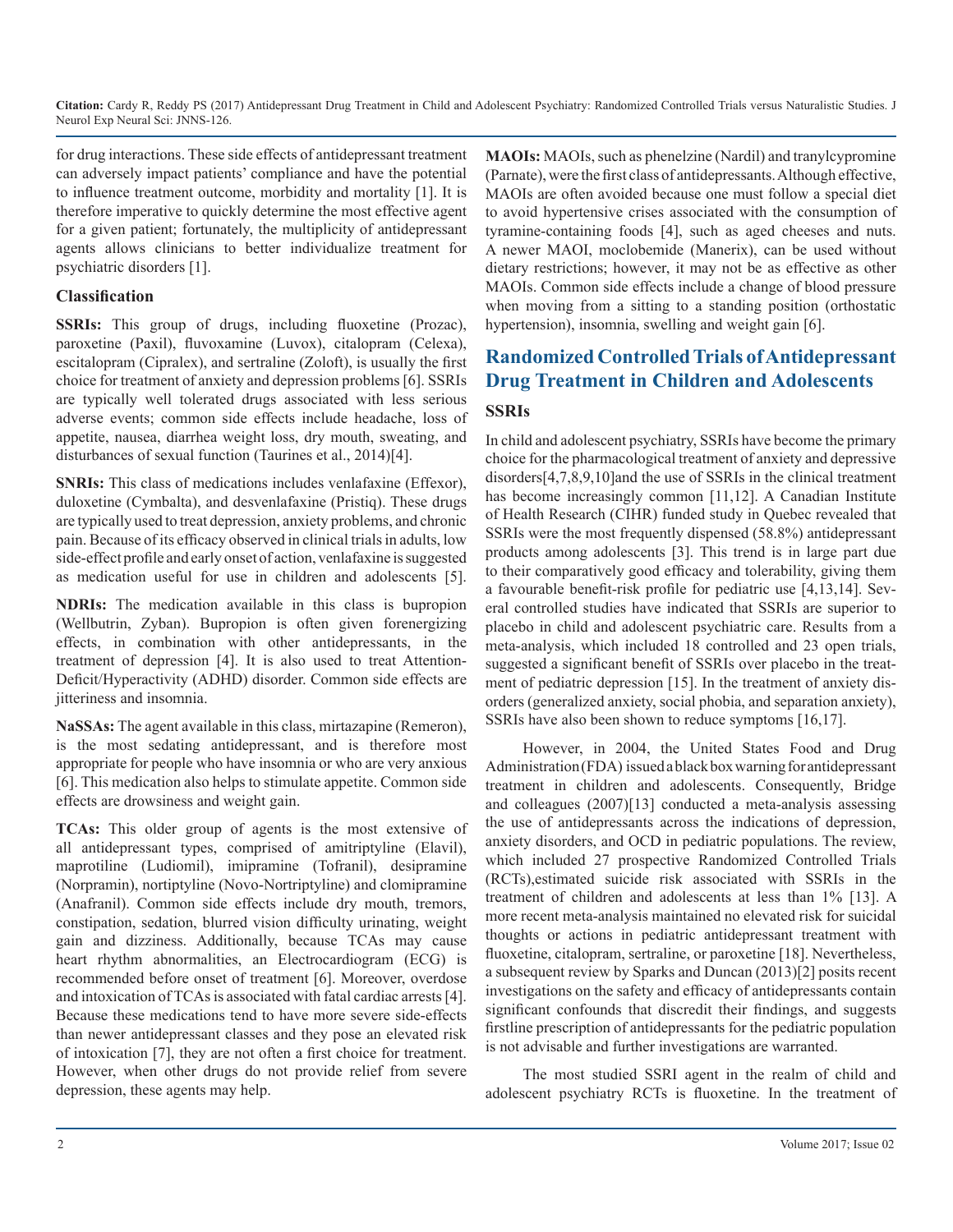for drug interactions. These side effects of antidepressant treatment can adversely impact patients' compliance and have the potential to influence treatment outcome, morbidity and mortality [1]. It is therefore imperative to quickly determine the most effective agent for a given patient; fortunately, the multiplicity of antidepressant agents allows clinicians to better individualize treatment for psychiatric disorders [1].

### Classification

**SSRIs:** This group of drugs, including fluoxetine (Prozac), paroxetine (Paxil), fluvoxamine (Luvox), citalopram (Celexa), escitalopram (Cipralex), and sertraline (Zoloft), is usually the first choice for treatment of anxiety and depression problems [6]. SSRIs are typically well tolerated drugs associated with less serious adverse events; common side effects include headache, loss of appetite, nausea, diarrhea weight loss, dry mouth, sweating, and disturbances of sexual function (Taurines et al., 2014)[4].

**SNRIs:** This class of medications includes venlafaxine (Effexor), duloxetine (Cymbalta), and desvenlafaxine (Pristiq). These drugs are typically used to treat depression, anxiety problems, and chronic pain. Because of its efficacy observed in clinical trials in adults, low side-effect profile and early onset of action, venlafaxine is suggested as medication useful for use in children and adolescents [5].

**NDRIs:** The medication available in this class is bupropion (Wellbutrin, Zyban). Bupropion is often given forenergizing effects, in combination with other antidepressants, in the treatment of depression [4]. It is also used to treat Attention-Deficit/Hyperactivity (ADHD) disorder. Common side effects are jitteriness and insomnia.

**NaSSAs:** The agent available in this class, mirtazapine (Remeron), is the most sedating antidepressant, and is therefore most appropriate for people who have insomnia or who are very anxious [6]. This medication also helps to stimulate appetite. Common side effects are drowsiness and weight gain.

**TCAs:** This older group of agents is the most extensive of all antidepressant types, comprised of amitriptyline (Elavil), maprotiline (Ludiomil), imipramine (Tofranil), desipramine (Norpramin), nortiptyline (Novo-Nortriptyline) and clomipramine (Anafranil). Common side effects include dry mouth, tremors, constipation, sedation, blurred vision difficulty urinating, weight gain and dizziness. Additionally, because TCAs may cause heart rhythm abnormalities, an Electrocardiogram (ECG) is recommended before onset of treatment [6]. Moreover, overdose and intoxication of TCAs is associated with fatal cardiac arrests [4]. Because these medications tend to have more severe side-effects than newer antidepressant classes and they pose an elevated risk of intoxication [7], they are not often a first choice for treatment. However, when other drugs do not provide relief from severe depression, these agents may help.

**MAOIs:** MAOIs, such as phenelzine (Nardil) and tranylcypromine (Parnate), were the first class of antidepressants. Although effective, MAOIs are often avoided because one must follow a special diet to avoid hypertensive crises associated with the consumption of tyramine-containing foods [4], such as aged cheeses and nuts. A newer MAOI, moclobemide (Manerix), can be used without dietary restrictions; however, it may not be as effective as other MAOIs. Common side effects include a change of blood pressure when moving from a sitting to a standing position (orthostatic hypertension), insomnia, swelling and weight gain [6].

## Randomized Controlled Trials of Antidepressant Drug Treatment in Children and Adolescents

### SSRIs

In child and adolescent psychiatry, SSRIs have become the primary choice for the pharmacological treatment of anxiety and depressive disorders[4,7,8,9,10]and the use of SSRIs in the clinical treatment has become increasingly common [11,12]. A Canadian Institute of Health Research (CIHR) funded study in Quebec revealed that SSRIs were the most frequently dispensed (58.8%) antidepressant products among adolescents [3]. This trend is in large part due to their comparatively good efficacy and tolerability, giving them a favourable benefit-risk profile for pediatric use [4,13,14]. Several controlled studies have indicated that SSRIs are superior to placebo in child and adolescent psychiatric care. Results from a meta-analysis, which included 18 controlled and 23 open trials, suggested a significant benefit of SSRIs over placebo in the treatment of pediatric depression [15]. In the treatment of anxiety disorders (generalized anxiety, social phobia, and separation anxiety), SSRIs have also been shown to reduce symptoms [16,17].

However, in 2004, the United States Food and Drug Administration (FDA) issued a black box warning for antidepressant treatment in children and adolescents. Consequently, Bridge and colleagues (2007)[13] conducted a meta-analysis assessing the use of antidepressants across the indications of depression, anxiety disorders, and OCD in pediatric populations. The review, which included 27 prospective Randomized Controlled Trials (RCTs),estimated suicide risk associated with SSRIs in the treatment of children and adolescents at less than 1% [13]. A more recent meta-analysis maintained no elevated risk for suicidal thoughts or actions in pediatric antidepressant treatment with fluoxetine, citalopram, sertraline, or paroxetine [18]. Nevertheless, a subsequent review by Sparks and Duncan (2013)[2] posits recent investigations on the safety and efficacy of antidepressants contain significant confounds that discredit their findings, and suggests firstline prescription of antidepressants for the pediatric population is not advisable and further investigations are warranted.

The most studied SSRI agent in the realm of child and adolescent psychiatry RCTs is fluoxetine. In the treatment of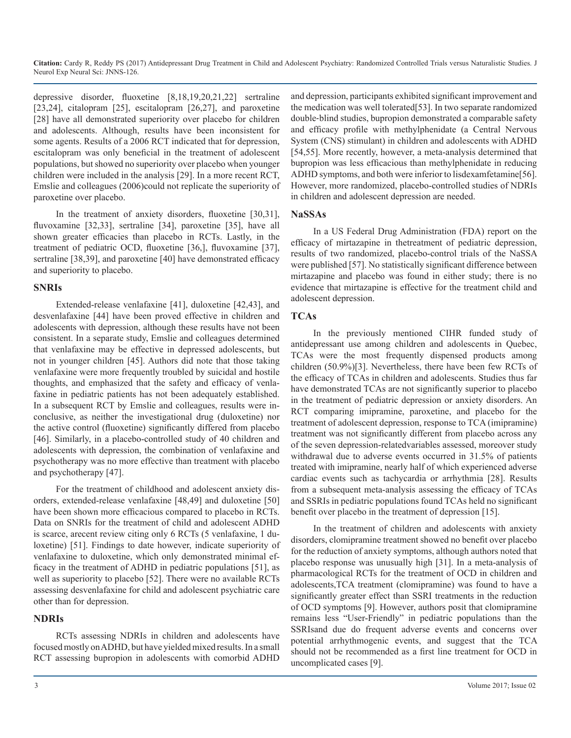depressive disorder, fluoxetine [8,18,19,20,21,22] sertraline [23,24], citalopram [25], escitalopram [26,27], and paroxetine [28] have all demonstrated superiority over placebo for children and adolescents. Although, results have been inconsistent for some agents. Results of a 2006 RCT indicated that for depression, escitalopram was only beneficial in the treatment of adolescent populations, but showed no superiority over placebo when younger children were included in the analysis [29]. In a more recent RCT, Emslie and colleagues (2006)could not replicate the superiority of paroxetine over placebo.

In the treatment of anxiety disorders, fluoxetine [30,31], fluvoxamine [32,33], sertraline [34], paroxetine [35], have all shown greater efficacies than placebo in RCTs. Lastly, in the treatment of pediatric OCD, fluoxetine [36,], fluvoxamine [37], sertraline [38,39], and paroxetine [40] have demonstrated efficacy and superiority to placebo.

## SNRIs

Extended-release venlafaxine [41], duloxetine [42,43], and desvenlafaxine [44] have been proved effective in children and adolescents with depression, although these results have not been consistent. In a separate study, Emslie and colleagues determined that venlafaxine may be effective in depressed adolescents, but not in younger children [45]. Authors did note that those taking venlafaxine were more frequently troubled by suicidal and hostile thoughts, and emphasized that the safety and efficacy of venlafaxine in pediatric patients has not been adequately established. In a subsequent RCT by Emslie and colleagues, results were inconclusive, as neither the investigational drug (duloxetine) nor the active control (fluoxetine) significantly differed from placebo [46]. Similarly, in a placebo-controlled study of 40 children and adolescents with depression, the combination of venlafaxine and psychotherapy was no more effective than treatment with placebo and psychotherapy [47].

For the treatment of childhood and adolescent anxiety disorders, extended-release venlafaxine [48,49] and duloxetine [50] have been shown more efficacious compared to placebo in RCTs. Data on SNRIs for the treatment of child and adolescent ADHD is scarce, arecent review citing only 6 RCTs (5 venlafaxine, 1 duloxetine) [51]. Findings to date however, indicate superiority of venlafaxine to duloxetine, which only demonstrated minimal efficacy in the treatment of ADHD in pediatric populations [51], as well as superiority to placebo [52]. There were no available RCTs assessing desvenlafaxine for child and adolescent psychiatric care other than for depression.

## NDRIs

RCTs assessing NDRIs in children and adolescents have focused mostly on ADHD, but have yielded mixed results. In a small RCT assessing bupropion in adolescents with comorbid ADHD and depression, participants exhibited significant improvement and the medication was well tolerated[53]. In two separate randomized double-blind studies, bupropion demonstrated a comparable safety and efficacy profile with methylphenidate (a Central Nervous System (CNS) stimulant) in children and adolescents with ADHD [54,55]. More recently, however, a meta-analysis determined that bupropion was less efficacious than methylphenidate in reducing ADHD symptoms, and both were inferior to lisdexamfetamine[56]. However, more randomized, placebo-controlled studies of NDRIs in children and adolescent depression are needed.

## NaSSAs

In a US Federal Drug Administration (FDA) report on the efficacy of mirtazapine in thetreatment of pediatric depression, results of two randomized, placebo-control trials of the NaSSA were published [57]. No statistically significant difference between mirtazapine and placebo was found in either study; there is no evidence that mirtazapine is effective for the treatment child and adolescent depression.

## TCAs

In the previously mentioned CIHR funded study of antidepressant use among children and adolescents in Quebec, TCAs were the most frequently dispensed products among children (50.9%)[3]. Nevertheless, there have been few RCTs of the efficacy of TCAs in children and adolescents. Studies thus far have demonstrated TCAs are not significantly superior to placebo in the treatment of pediatric depression or anxiety disorders. An RCT comparing imipramine, paroxetine, and placebo for the treatment of adolescent depression, response to TCA (imipramine) treatment was not significantly different from placebo across any of the seven depression-relatedvariables assessed, moreover study withdrawal due to adverse events occurred in 31.5% of patients treated with imipramine, nearly half of which experienced adverse cardiac events such as tachycardia or arrhythmia [28]. Results from a subsequent meta-analysis assessing the efficacy of TCAs and SSRIs in pediatric populations found TCAs held no significant benefit over placebo in the treatment of depression [15].

In the treatment of children and adolescents with anxiety disorders, clomipramine treatment showed no benefit over placebo for the reduction of anxiety symptoms, although authors noted that placebo response was unusually high [31]. In a meta-analysis of pharmacological RCTs for the treatment of OCD in children and adolescents,TCA treatment (clomipramine) was found to have a significantly greater effect than SSRI treatments in the reduction of OCD symptoms [9]. However, authors posit that clomipramine remains less "User-Friendly" in pediatric populations than the SSRIsand due do frequent adverse events and concerns over potential arrhythmogenic events, and suggest that the TCA should not be recommended as a first line treatment for OCD in uncomplicated cases [9].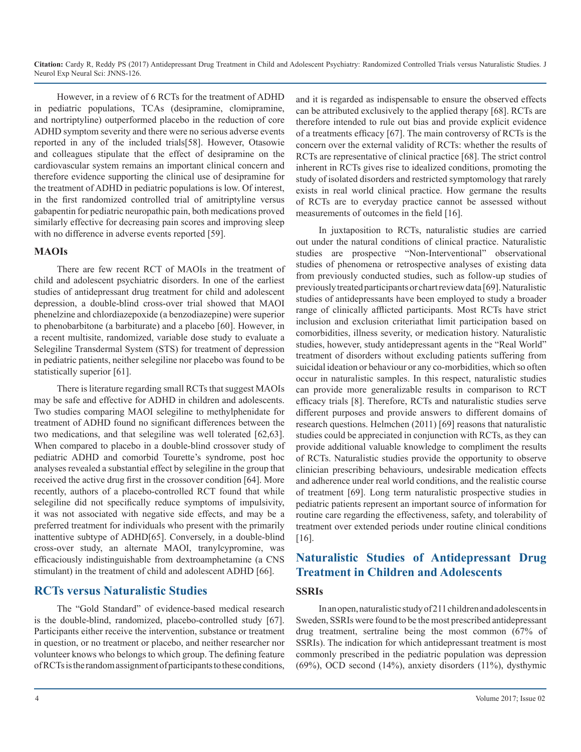However, in a review of 6 RCTs for the treatment of ADHD in pediatric populations, TCAs (desipramine, clomipramine, and nortriptyline) outperformed placebo in the reduction of core ADHD symptom severity and there were no serious adverse events reported in any of the included trials[58]. However, Otasowie and colleagues stipulate that the effect of desipramine on the cardiovascular system remains an important clinical concern and therefore evidence supporting the clinical use of desipramine for the treatment of ADHD in pediatric populations is low. Of interest, in the first randomized controlled trial of amitriptyline versus gabapentin for pediatric neuropathic pain, both medications proved similarly effective for decreasing pain scores and improving sleep with no difference in adverse events reported [59].

### MAOIs

There are few recent RCT of MAOIs in the treatment of child and adolescent psychiatric disorders. In one of the earliest studies of antidepressant drug treatment for child and adolescent depression, a double-blind cross-over trial showed that MAOI phenelzine and chlordiazepoxide (a benzodiazepine) were superior to phenobarbitone (a barbiturate) and a placebo [60]. However, in a recent multisite, randomized, variable dose study to evaluate a Selegiline Transdermal System (STS) for treatment of depression in pediatric patients, neither selegiline nor placebo was found to be statistically superior [61].

There is literature regarding small RCTs that suggest MAOIs may be safe and effective for ADHD in children and adolescents. Two studies comparing MAOI selegiline to methylphenidate for treatment of ADHD found no significant differences between the two medications, and that selegiline was well tolerated [62,63]. When compared to placebo in a double-blind crossover study of pediatric ADHD and comorbid Tourette's syndrome, post hoc analyses revealed a substantial effect by selegiline in the group that received the active drug first in the crossover condition [64]. More recently, authors of a placebo-controlled RCT found that while selegiline did not specifically reduce symptoms of impulsivity, it was not associated with negative side effects, and may be a preferred treatment for individuals who present with the primarily inattentive subtype of ADHD[65]. Conversely, in a double-blind cross-over study, an alternate MAOI, tranylcypromine, was efficaciously indistinguishable from dextroamphetamine (a CNS stimulant) in the treatment of child and adolescent ADHD [66].

## RCTs versus Naturalistic Studies

The "Gold Standard" of evidence-based medical research is the double-blind, randomized, placebo-controlled study [67]. Participants either receive the intervention, substance or treatment in question, or no treatment or placebo, and neither researcher nor volunteer knows who belongs to which group. The defining feature of RCTs is the random assignment of participants to these conditions, and it is regarded as indispensable to ensure the observed effects can be attributed exclusively to the applied therapy [68]. RCTs are therefore intended to rule out bias and provide explicit evidence of a treatments efficacy [67]. The main controversy of RCTs is the concern over the external validity of RCTs: whether the results of RCTs are representative of clinical practice [68]. The strict control inherent in RCTs gives rise to idealized conditions, promoting the study of isolated disorders and restricted symptomology that rarely exists in real world clinical practice. How germane the results of RCTs are to everyday practice cannot be assessed without measurements of outcomes in the field [16].

In juxtaposition to RCTs, naturalistic studies are carried out under the natural conditions of clinical practice. Naturalistic studies are prospective "Non-Interventional" observational studies of phenomena or retrospective analyses of existing data from previously conducted studies, such as follow-up studies of previously treated participants or chart review data [69]. Naturalistic studies of antidepressants have been employed to study a broader range of clinically afflicted participants. Most RCTs have strict inclusion and exclusion criteriathat limit participation based on comorbidities, illness severity, or medication history. Naturalistic studies, however, study antidepressant agents in the "Real World" treatment of disorders without excluding patients suffering from suicidal ideation or behaviour or any co-morbidities, which so often occur in naturalistic samples. In this respect, naturalistic studies can provide more generalizable results in comparison to RCT efficacy trials [8]. Therefore, RCTs and naturalistic studies serve different purposes and provide answers to different domains of research questions. Helmchen (2011) [69] reasons that naturalistic studies could be appreciated in conjunction with RCTs, as they can provide additional valuable knowledge to compliment the results of RCTs. Naturalistic studies provide the opportunity to observe clinician prescribing behaviours, undesirable medication effects and adherence under real world conditions, and the realistic course of treatment [69]. Long term naturalistic prospective studies in pediatric patients represent an important source of information for routine care regarding the effectiveness, safety, and tolerability of treatment over extended periods under routine clinical conditions [16].

## Naturalistic Studies of Antidepressant Drug Treatment in Children and Adolescents

### SSRIs

In an open, naturalistic study of 211 children and adolescents in Sweden, SSRIs were found to be the most prescribed antidepressant drug treatment, sertraline being the most common (67% of SSRIs). The indication for which antidepressant treatment is most commonly prescribed in the pediatric population was depression (69%), OCD second (14%), anxiety disorders (11%), dysthymic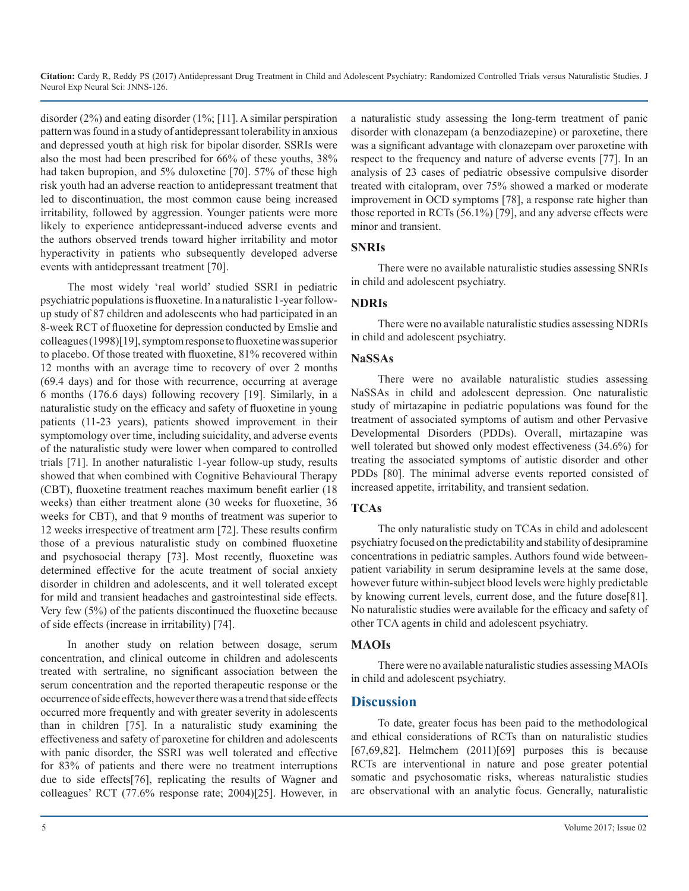disorder (2%) and eating disorder (1%; [11]. A similar perspiration pattern was found in a study of antidepressant tolerability in anxious and depressed youth at high risk for bipolar disorder. SSRIs were also the most had been prescribed for 66% of these youths, 38% had taken bupropion, and 5% duloxetine [70]. 57% of these high risk youth had an adverse reaction to antidepressant treatment that led to discontinuation, the most common cause being increased irritability, followed by aggression. Younger patients were more likely to experience antidepressant-induced adverse events and the authors observed trends toward higher irritability and motor hyperactivity in patients who subsequently developed adverse events with antidepressant treatment [70].

The most widely 'real world' studied SSRI in pediatric psychiatric populations is fluoxetine. In a naturalistic 1-year follow-up study of 87 children and adolescents who had participated in an 8-week RCT of fluoxetine for depression conducted by Emslie and colleagues (1998)[19], symptom response to fluoxetine was superior to placebo. Of those treated with fluoxetine, 81% recovered within 12 months with an average time to recovery of over 2 months (69.4 days) and for those with recurrence, occurring at average 6 months (176.6 days) following recovery [19]. Similarly, in a naturalistic study on the efficacy and safety of fluoxetine in young patients (11-23 years), patients showed improvement in their symptomology over time, including suicidality, and adverse events of the naturalistic study were lower when compared to controlled trials [71]. In another naturalistic 1-year follow-up study, results showed that when combined with Cognitive Behavioural Therapy (CBT), fluoxetine treatment reaches maximum benefit earlier (18 weeks) than either treatment alone (30 weeks for fluoxetine, 36 weeks for CBT), and that 9 months of treatment was superior to 12 weeks irrespective of treatment arm [72]. These results confirm those of a previous naturalistic study on combined fluoxetine and psychosocial therapy [73]. Most recently, fluoxetine was determined effective for the acute treatment of social anxiety disorder in children and adolescents, and it well tolerated except for mild and transient headaches and gastrointestinal side effects. Very few (5%) of the patients discontinued the fluoxetine because of side effects (increase in irritability) [74].

In another study on relation between dosage, serum concentration, and clinical outcome in children and adolescents treated with sertraline, no significant association between the serum concentration and the reported therapeutic response or the occurrence of side effects, however there was a trend that side effects occurred more frequently and with greater severity in adolescents than in children [75]. In a naturalistic study examining the effectiveness and safety of paroxetine for children and adolescents with panic disorder, the SSRI was well tolerated and effective for 83% of patients and there were no treatment interruptions due to side effects[76], replicating the results of Wagner and colleagues' RCT (77.6% response rate; 2004)[25]. However, in a naturalistic study assessing the long-term treatment of panic disorder with clonazepam (a benzodiazepine) or paroxetine, there was a significant advantage with clonazepam over paroxetine with respect to the frequency and nature of adverse events [77]. In an analysis of 23 cases of pediatric obsessive compulsive disorder treated with citalopram, over 75% showed a marked or moderate improvement in OCD symptoms [78], a response rate higher than those reported in RCTs (56.1%) [79], and any adverse effects were minor and transient.

### SNRIs

There were no available naturalistic studies assessing SNRIs in child and adolescent psychiatry.

### NDRIs

There were no available naturalistic studies assessing NDRIs in child and adolescent psychiatry.

### NaSSAs

There were no available naturalistic studies assessing NaSSAs in child and adolescent depression. One naturalistic study of mirtazapine in pediatric populations was found for the treatment of associated symptoms of autism and other Pervasive Developmental Disorders (PDDs). Overall, mirtazapine was well tolerated but showed only modest effectiveness (34.6%) for treating the associated symptoms of autistic disorder and other PDDs [80]. The minimal adverse events reported consisted of increased appetite, irritability, and transient sedation.

### TCAs

The only naturalistic study on TCAs in child and adolescent psychiatry focused on the predictability and stability of desipramine concentrations in pediatric samples. Authors found wide between-patient variability in serum desipramine levels at the same dose, however future within-subject blood levels were highly predictable by knowing current levels, current dose, and the future dose[81]. No naturalistic studies were available for the efficacy and safety of other TCA agents in child and adolescent psychiatry.

### MAOIs

There were no available naturalistic studies assessing MAOIs in child and adolescent psychiatry.

## Discussion

To date, greater focus has been paid to the methodological and ethical considerations of RCTs than on naturalistic studies [67,69,82]. Helmchem (2011)[69] purposes this is because RCTs are interventional in nature and pose greater potential somatic and psychosomatic risks, whereas naturalistic studies are observational with an analytic focus. Generally, naturalistic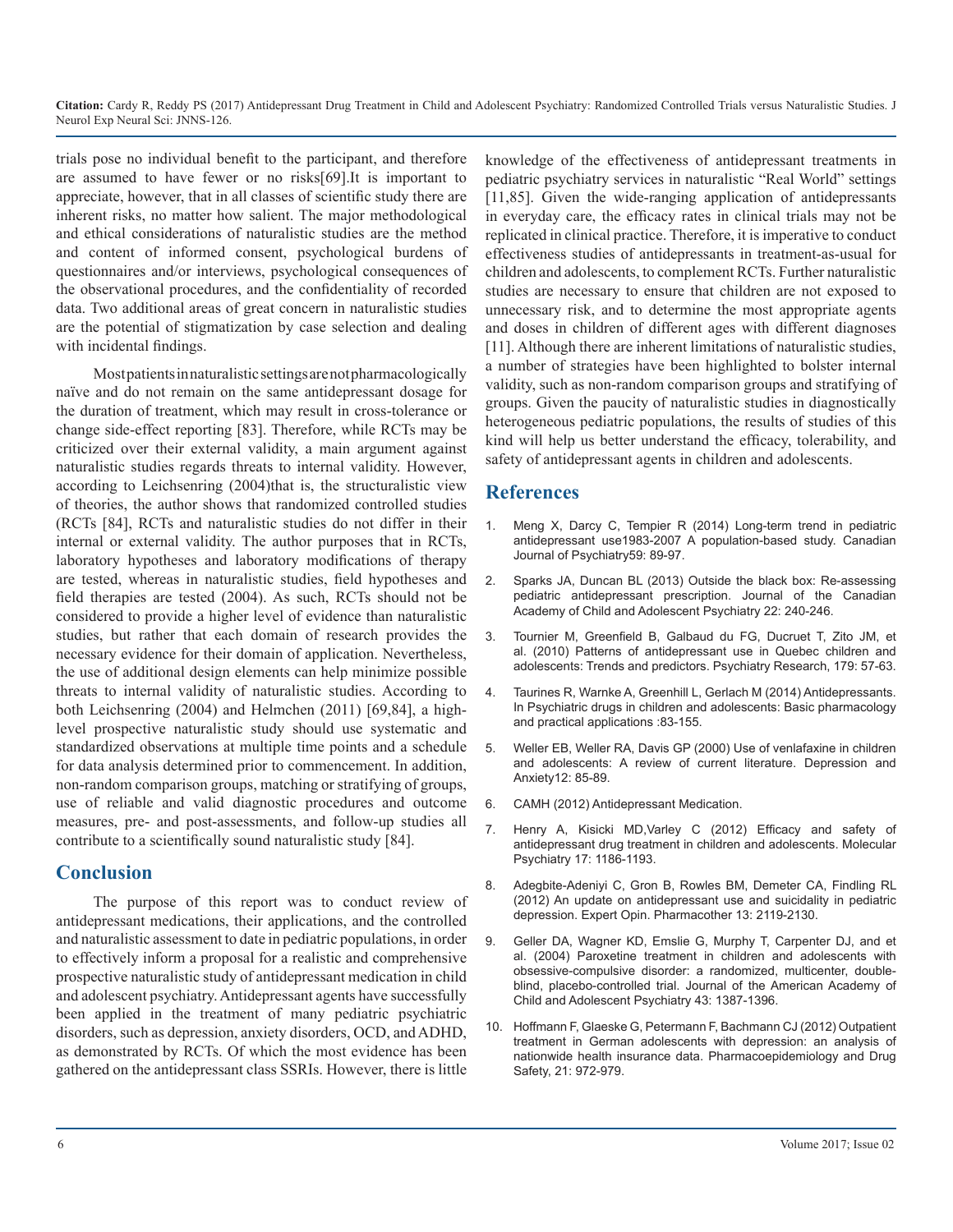trials pose no individual benefit to the participant, and therefore are assumed to have fewer or no risks[69].It is important to appreciate, however, that in all classes of scientific study there are inherent risks, no matter how salient. The major methodological and ethical considerations of naturalistic studies are the method and content of informed consent, psychological burdens of questionnaires and/or interviews, psychological consequences of the observational procedures, and the confidentiality of recorded data. Two additional areas of great concern in naturalistic studies are the potential of stigmatization by case selection and dealing with incidental findings.

Most patients in naturalistic settings are not pharmacologically naïve and do not remain on the same antidepressant dosage for the duration of treatment, which may result in cross-tolerance or change side-effect reporting [83]. Therefore, while RCTs may be criticized over their external validity, a main argument against naturalistic studies regards threats to internal validity. However, according to Leichsenring (2004)that is, the structuralistic view of theories, the author shows that randomized controlled studies (RCTs [84], RCTs and naturalistic studies do not differ in their internal or external validity. The author purposes that in RCTs, laboratory hypotheses and laboratory modifications of therapy are tested, whereas in naturalistic studies, field hypotheses and field therapies are tested (2004). As such, RCTs should not be considered to provide a higher level of evidence than naturalistic studies, but rather that each domain of research provides the necessary evidence for their domain of application. Nevertheless, the use of additional design elements can help minimize possible threats to internal validity of naturalistic studies. According to both Leichsenring (2004) and Helmchen (2011) [69,84], a high-level prospective naturalistic study should use systematic and standardized observations at multiple time points and a schedule for data analysis determined prior to commencement. In addition, non-random comparison groups, matching or stratifying of groups, use of reliable and valid diagnostic procedures and outcome measures, pre- and post-assessments, and follow-up studies all contribute to a scientifically sound naturalistic study [84].

## Conclusion

The purpose of this report was to conduct review of antidepressant medications, their applications, and the controlled and naturalistic assessment to date in pediatric populations, in order to effectively inform a proposal for a realistic and comprehensive prospective naturalistic study of antidepressant medication in child and adolescent psychiatry. Antidepressant agents have successfully been applied in the treatment of many pediatric psychiatric disorders, such as depression, anxiety disorders, OCD, and ADHD, as demonstrated by RCTs. Of which the most evidence has been gathered on the antidepressant class SSRIs. However, there is little knowledge of the effectiveness of antidepressant treatments in pediatric psychiatry services in naturalistic "Real World" settings [11,85]. Given the wide-ranging application of antidepressants in everyday care, the efficacy rates in clinical trials may not be replicated in clinical practice. Therefore, it is imperative to conduct effectiveness studies of antidepressants in treatment-as-usual for children and adolescents, to complement RCTs. Further naturalistic studies are necessary to ensure that children are not exposed to unnecessary risk, and to determine the most appropriate agents and doses in children of different ages with different diagnoses [11]. Although there are inherent limitations of naturalistic studies, a number of strategies have been highlighted to bolster internal validity, such as non-random comparison groups and stratifying of groups. Given the paucity of naturalistic studies in diagnostically heterogeneous pediatric populations, the results of studies of this kind will help us better understand the efficacy, tolerability, and safety of antidepressant agents in children and adolescents.

## References

1. Meng X, Darcy C, Tempier R (2014) Long-term trend in pediatric antidepressant use1983-2007 A population-based study. Canadian Journal of Psychiatry59: 89-97.
2. Sparks JA, Duncan BL (2013) Outside the black box: Re-assessing pediatric antidepressant prescription. Journal of the Canadian Academy of Child and Adolescent Psychiatry 22: 240-246.
3. Tournier M, Greenfield B, Galbaud du FG, Ducruet T, Zito JM, et al. (2010) Patterns of antidepressant use in Quebec children and adolescents: Trends and predictors. Psychiatry Research, 179: 57-63.
4. Taurines R, Warnke A, Greenhill L, Gerlach M (2014) Antidepressants. In Psychiatric drugs in children and adolescents: Basic pharmacology and practical applications :83-155.
5. Weller EB, Weller RA, Davis GP (2000) Use of venlafaxine in children and adolescents: A review of current literature. Depression and Anxiety12: 85-89.
6. CAMH (2012) Antidepressant Medication.
7. Henry A, Kisicki MD,Varley C (2012) Efficacy and safety of antidepressant drug treatment in children and adolescents. Molecular Psychiatry 17: 1186-1193.
8. Adegbite-Adeniyi C, Gron B, Rowles BM, Demeter CA, Findling RL (2012) An update on antidepressant use and suicidality in pediatric depression. Expert Opin. Pharmacother 13: 2119-2130.
9. Geller DA, Wagner KD, Emslie G, Murphy T, Carpenter DJ, and et al. (2004) Paroxetine treatment in children and adolescents with obsessive-compulsive disorder: a randomized, multicenter, double-blind, placebo-controlled trial. Journal of the American Academy of Child and Adolescent Psychiatry 43: 1387-1396.
10. Hoffmann F, Glaeske G, Petermann F, Bachmann CJ (2012) Outpatient treatment in German adolescents with depression: an analysis of nationwide health insurance data. Pharmacoepidemiology and Drug Safety, 21: 972-979.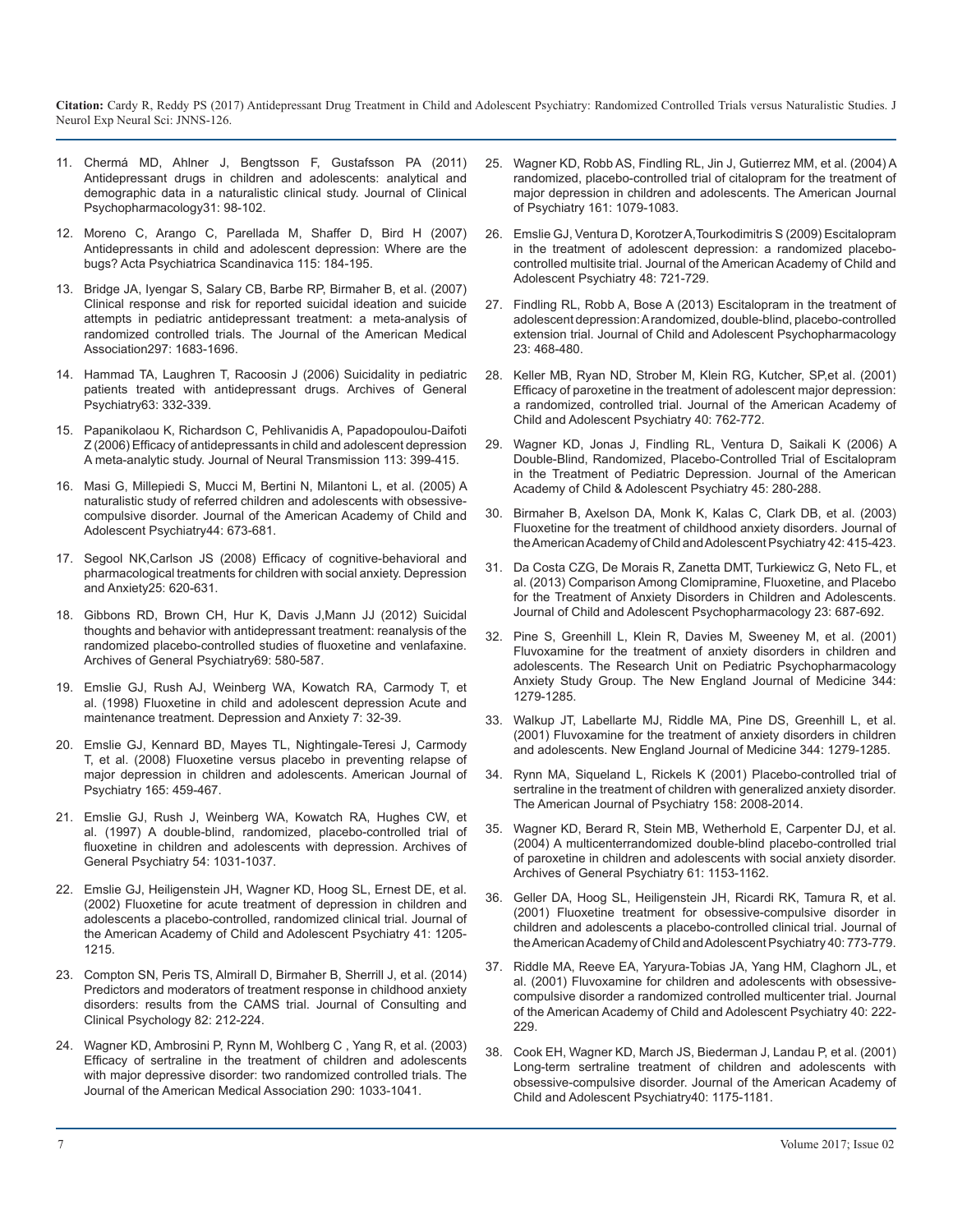11. Chermá MD, Ahlner J, Bengtsson F, Gustafsson PA (2011) Antidepressant drugs in children and adolescents: analytical and demographic data in a naturalistic clinical study. Journal of Clinical Psychopharmacology31: 98-102.

12. Moreno C, Arango C, Parellada M, Shaffer D, Bird H (2007) Antidepressants in child and adolescent depression: Where are the bugs? Acta Psychiatrica Scandinavica 115: 184-195.

13. Bridge JA, Iyengar S, Salary CB, Barbe RP, Birmaher B, et al. (2007) Clinical response and risk for reported suicidal ideation and suicide attempts in pediatric antidepressant treatment: a meta-analysis of randomized controlled trials. The Journal of the American Medical Association297: 1683-1696.

14. Hammad TA, Laughren T, Racoosin J (2006) Suicidality in pediatric patients treated with antidepressant drugs. Archives of General Psychiatry63: 332-339.

15. Papanikolaou K, Richardson C, Pehlivanidis A, Papadopoulou-Daifoti Z (2006) Efficacy of antidepressants in child and adolescent depression A meta-analytic study. Journal of Neural Transmission 113: 399-415.

16. Masi G, Millepiedi S, Mucci M, Bertini N, Milantoni L, et al. (2005) A naturalistic study of referred children and adolescents with obsessive-compulsive disorder. Journal of the American Academy of Child and Adolescent Psychiatry44: 673-681.

17. Segool NK,Carlson JS (2008) Efficacy of cognitive-behavioral and pharmacological treatments for children with social anxiety. Depression and Anxiety25: 620-631.

18. Gibbons RD, Brown CH, Hur K, Davis J,Mann JJ (2012) Suicidal thoughts and behavior with antidepressant treatment: reanalysis of the randomized placebo-controlled studies of fluoxetine and venlafaxine. Archives of General Psychiatry69: 580-587.

19. Emslie GJ, Rush AJ, Weinberg WA, Kowatch RA, Carmody T, et al. (1998) Fluoxetine in child and adolescent depression Acute and maintenance treatment. Depression and Anxiety 7: 32-39.

20. Emslie GJ, Kennard BD, Mayes TL, Nightingale-Teresi J, Carmody T, et al. (2008) Fluoxetine versus placebo in preventing relapse of major depression in children and adolescents. American Journal of Psychiatry 165: 459-467.

21. Emslie GJ, Rush J, Weinberg WA, Kowatch RA, Hughes CW, et al. (1997) A double-blind, randomized, placebo-controlled trial of fluoxetine in children and adolescents with depression. Archives of General Psychiatry 54: 1031-1037.

22. Emslie GJ, Heiligenstein JH, Wagner KD, Hoog SL, Ernest DE, et al. (2002) Fluoxetine for acute treatment of depression in children and adolescents a placebo-controlled, randomized clinical trial. Journal of the American Academy of Child and Adolescent Psychiatry 41: 1205-1215.

23. Compton SN, Peris TS, Almirall D, Birmaher B, Sherrill J, et al. (2014) Predictors and moderators of treatment response in childhood anxiety disorders: results from the CAMS trial. Journal of Consulting and Clinical Psychology 82: 212-224.

24. Wagner KD, Ambrosini P, Rynn M, Wohlberg C , Yang R, et al. (2003) Efficacy of sertraline in the treatment of children and adolescents with major depressive disorder: two randomized controlled trials. The Journal of the American Medical Association 290: 1033-1041.

25. Wagner KD, Robb AS, Findling RL, Jin J, Gutierrez MM, et al. (2004) A randomized, placebo-controlled trial of citalopram for the treatment of major depression in children and adolescents. The American Journal of Psychiatry 161: 1079-1083.

26. Emslie GJ, Ventura D, Korotzer A,Tourkodimitris S (2009) Escitalopram in the treatment of adolescent depression: a randomized placebo-controlled multisite trial. Journal of the American Academy of Child and Adolescent Psychiatry 48: 721-729.

27. Findling RL, Robb A, Bose A (2013) Escitalopram in the treatment of adolescent depression: A randomized, double-blind, placebo-controlled extension trial. Journal of Child and Adolescent Psychopharmacology 23: 468-480.

28. Keller MB, Ryan ND, Strober M, Klein RG, Kutcher, SP,et al. (2001) Efficacy of paroxetine in the treatment of adolescent major depression: a randomized, controlled trial. Journal of the American Academy of Child and Adolescent Psychiatry 40: 762-772.

29. Wagner KD, Jonas J, Findling RL, Ventura D, Saikali K (2006) A Double-Blind, Randomized, Placebo-Controlled Trial of Escitalopram in the Treatment of Pediatric Depression. Journal of the American Academy of Child & Adolescent Psychiatry 45: 280-288.

30. Birmaher B, Axelson DA, Monk K, Kalas C, Clark DB, et al. (2003) Fluoxetine for the treatment of childhood anxiety disorders. Journal of the American Academy of Child and Adolescent Psychiatry 42: 415-423.

31. Da Costa CZG, De Morais R, Zanetta DMT, Turkiewicz G, Neto FL, et al. (2013) Comparison Among Clomipramine, Fluoxetine, and Placebo for the Treatment of Anxiety Disorders in Children and Adolescents. Journal of Child and Adolescent Psychopharmacology 23: 687-692.

32. Pine S, Greenhill L, Klein R, Davies M, Sweeney M, et al. (2001) Fluvoxamine for the treatment of anxiety disorders in children and adolescents. The Research Unit on Pediatric Psychopharmacology Anxiety Study Group. The New England Journal of Medicine 344: 1279-1285.

33. Walkup JT, Labellarte MJ, Riddle MA, Pine DS, Greenhill L, et al. (2001) Fluvoxamine for the treatment of anxiety disorders in children and adolescents. New England Journal of Medicine 344: 1279-1285.

34. Rynn MA, Siqueland L, Rickels K (2001) Placebo-controlled trial of sertraline in the treatment of children with generalized anxiety disorder. The American Journal of Psychiatry 158: 2008-2014.

35. Wagner KD, Berard R, Stein MB, Wetherhold E, Carpenter DJ, et al. (2004) A multicenterrandomized double-blind placebo-controlled trial of paroxetine in children and adolescents with social anxiety disorder. Archives of General Psychiatry 61: 1153-1162.

36. Geller DA, Hoog SL, Heiligenstein JH, Ricardi RK, Tamura R, et al. (2001) Fluoxetine treatment for obsessive-compulsive disorder in children and adolescents a placebo-controlled clinical trial. Journal of the American Academy of Child and Adolescent Psychiatry 40: 773-779.

37. Riddle MA, Reeve EA, Yaryura-Tobias JA, Yang HM, Claghorn JL, et al. (2001) Fluvoxamine for children and adolescents with obsessive-compulsive disorder a randomized controlled multicenter trial. Journal of the American Academy of Child and Adolescent Psychiatry 40: 222-229.

38. Cook EH, Wagner KD, March JS, Biederman J, Landau P, et al. (2001) Long-term sertraline treatment of children and adolescents with obsessive-compulsive disorder. Journal of the American Academy of Child and Adolescent Psychiatry40: 1175-1181.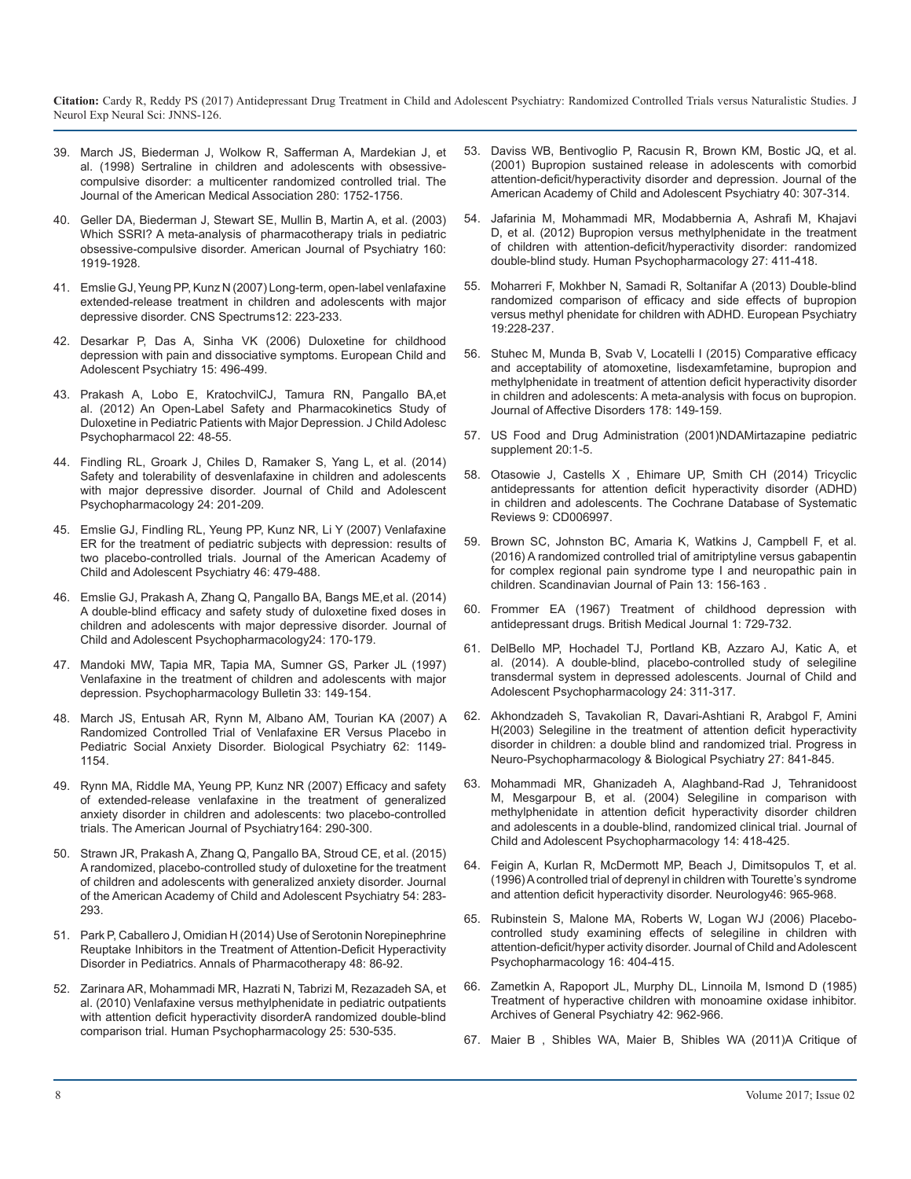39. March JS, Biederman J, Wolkow R, Safferman A, Mardekian J, et al. (1998) Sertraline in children and adolescents with obsessive-compulsive disorder: a multicenter randomized controlled trial. The Journal of the American Medical Association 280: 1752-1756.

40. Geller DA, Biederman J, Stewart SE, Mullin B, Martin A, et al. (2003) Which SSRI? A meta-analysis of pharmacotherapy trials in pediatric obsessive-compulsive disorder. American Journal of Psychiatry 160: 1919-1928.

41. Emslie GJ, Yeung PP, Kunz N (2007) Long-term, open-label venlafaxine extended-release treatment in children and adolescents with major depressive disorder. CNS Spectrums12: 223-233.

42. Desarkar P, Das A, Sinha VK (2006) Duloxetine for childhood depression with pain and dissociative symptoms. European Child and Adolescent Psychiatry 15: 496-499.

43. Prakash A, Lobo E, KratochvilCJ, Tamura RN, Pangallo BA,et al. (2012) An Open-Label Safety and Pharmacokinetics Study of Duloxetine in Pediatric Patients with Major Depression. J Child Adolesc Psychopharmacol 22: 48-55.

44. Findling RL, Groark J, Chiles D, Ramaker S, Yang L, et al. (2014) Safety and tolerability of desvenlafaxine in children and adolescents with major depressive disorder. Journal of Child and Adolescent Psychopharmacology 24: 201-209.

45. Emslie GJ, Findling RL, Yeung PP, Kunz NR, Li Y (2007) Venlafaxine ER for the treatment of pediatric subjects with depression: results of two placebo-controlled trials. Journal of the American Academy of Child and Adolescent Psychiatry 46: 479-488.

46. Emslie GJ, Prakash A, Zhang Q, Pangallo BA, Bangs ME,et al. (2014) A double-blind efficacy and safety study of duloxetine fixed doses in children and adolescents with major depressive disorder. Journal of Child and Adolescent Psychopharmacology24: 170-179.

47. Mandoki MW, Tapia MR, Tapia MA, Sumner GS, Parker JL (1997) Venlafaxine in the treatment of children and adolescents with major depression. Psychopharmacology Bulletin 33: 149-154.

48. March JS, Entusah AR, Rynn M, Albano AM, Tourian KA (2007) A Randomized Controlled Trial of Venlafaxine ER Versus Placebo in Pediatric Social Anxiety Disorder. Biological Psychiatry 62: 1149-1154.

49. Rynn MA, Riddle MA, Yeung PP, Kunz NR (2007) Efficacy and safety of extended-release venlafaxine in the treatment of generalized anxiety disorder in children and adolescents: two placebo-controlled trials. The American Journal of Psychiatry164: 290-300.

50. Strawn JR, Prakash A, Zhang Q, Pangallo BA, Stroud CE, et al. (2015) A randomized, placebo-controlled study of duloxetine for the treatment of children and adolescents with generalized anxiety disorder. Journal of the American Academy of Child and Adolescent Psychiatry 54: 283-293.

51. Park P, Caballero J, Omidian H (2014) Use of Serotonin Norepinephrine Reuptake Inhibitors in the Treatment of Attention-Deficit Hyperactivity Disorder in Pediatrics. Annals of Pharmacotherapy 48: 86-92.

52. Zarinara AR, Mohammadi MR, Hazrati N, Tabrizi M, Rezazadeh SA, et al. (2010) Venlafaxine versus methylphenidate in pediatric outpatients with attention deficit hyperactivity disorderA randomized double-blind comparison trial. Human Psychopharmacology 25: 530-535.

53. Daviss WB, Bentivoglio P, Racusin R, Brown KM, Bostic JQ, et al. (2001) Bupropion sustained release in adolescents with comorbid attention-deficit/hyperactivity disorder and depression. Journal of the American Academy of Child and Adolescent Psychiatry 40: 307-314.

54. Jafarinia M, Mohammadi MR, Modabbernia A, Ashrafi M, Khajavi D, et al. (2012) Bupropion versus methylphenidate in the treatment of children with attention-deficit/hyperactivity disorder: randomized double-blind study. Human Psychopharmacology 27: 411-418.

55. Moharreri F, Mokhber N, Samadi R, Soltanifar A (2013) Double-blind randomized comparison of efficacy and side effects of bupropion versus methyl phenidate for children with ADHD. European Psychiatry 19:228-237.

56. Stuhec M, Munda B, Svab V, Locatelli I (2015) Comparative efficacy and acceptability of atomoxetine, lisdexamfetamine, bupropion and methylphenidate in treatment of attention deficit hyperactivity disorder in children and adolescents: A meta-analysis with focus on bupropion. Journal of Affective Disorders 178: 149-159.

57. US Food and Drug Administration (2001)NDAMirtazapine pediatric supplement 20:1-5.

58. Otasowie J, Castells X , Ehimare UP, Smith CH (2014) Tricyclic antidepressants for attention deficit hyperactivity disorder (ADHD) in children and adolescents. The Cochrane Database of Systematic Reviews 9: CD006997.

59. Brown SC, Johnston BC, Amaria K, Watkins J, Campbell F, et al. (2016) A randomized controlled trial of amitriptyline versus gabapentin for complex regional pain syndrome type I and neuropathic pain in children. Scandinavian Journal of Pain 13: 156-163 .

60. Frommer EA (1967) Treatment of childhood depression with antidepressant drugs. British Medical Journal 1: 729-732.

61. DelBello MP, Hochadel TJ, Portland KB, Azzaro AJ, Katic A, et al. (2014). A double-blind, placebo-controlled study of selegiline transdermal system in depressed adolescents. Journal of Child and Adolescent Psychopharmacology 24: 311-317.

62. Akhondzadeh S, Tavakolian R, Davari-Ashtiani R, Arabgol F, Amini H(2003) Selegiline in the treatment of attention deficit hyperactivity disorder in children: a double blind and randomized trial. Progress in Neuro-Psychopharmacology & Biological Psychiatry 27: 841-845.

63. Mohammadi MR, Ghanizadeh A, Alaghband-Rad J, Tehranidoost M, Mesgarpour B, et al. (2004) Selegiline in comparison with methylphenidate in attention deficit hyperactivity disorder children and adolescents in a double-blind, randomized clinical trial. Journal of Child and Adolescent Psychopharmacology 14: 418-425.

64. Feigin A, Kurlan R, McDermott MP, Beach J, Dimitsopulos T, et al. (1996) A controlled trial of deprenyl in children with Tourette's syndrome and attention deficit hyperactivity disorder. Neurology46: 965-968.

65. Rubinstein S, Malone MA, Roberts W, Logan WJ (2006) Placebo-controlled study examining effects of selegiline in children with attention-deficit/hyper activity disorder. Journal of Child and Adolescent Psychopharmacology 16: 404-415.

66. Zametkin A, Rapoport JL, Murphy DL, Linnoila M, Ismond D (1985) Treatment of hyperactive children with monoamine oxidase inhibitor. Archives of General Psychiatry 42: 962-966.

67. Maier B , Shibles WA, Maier B, Shibles WA (2011)A Critique of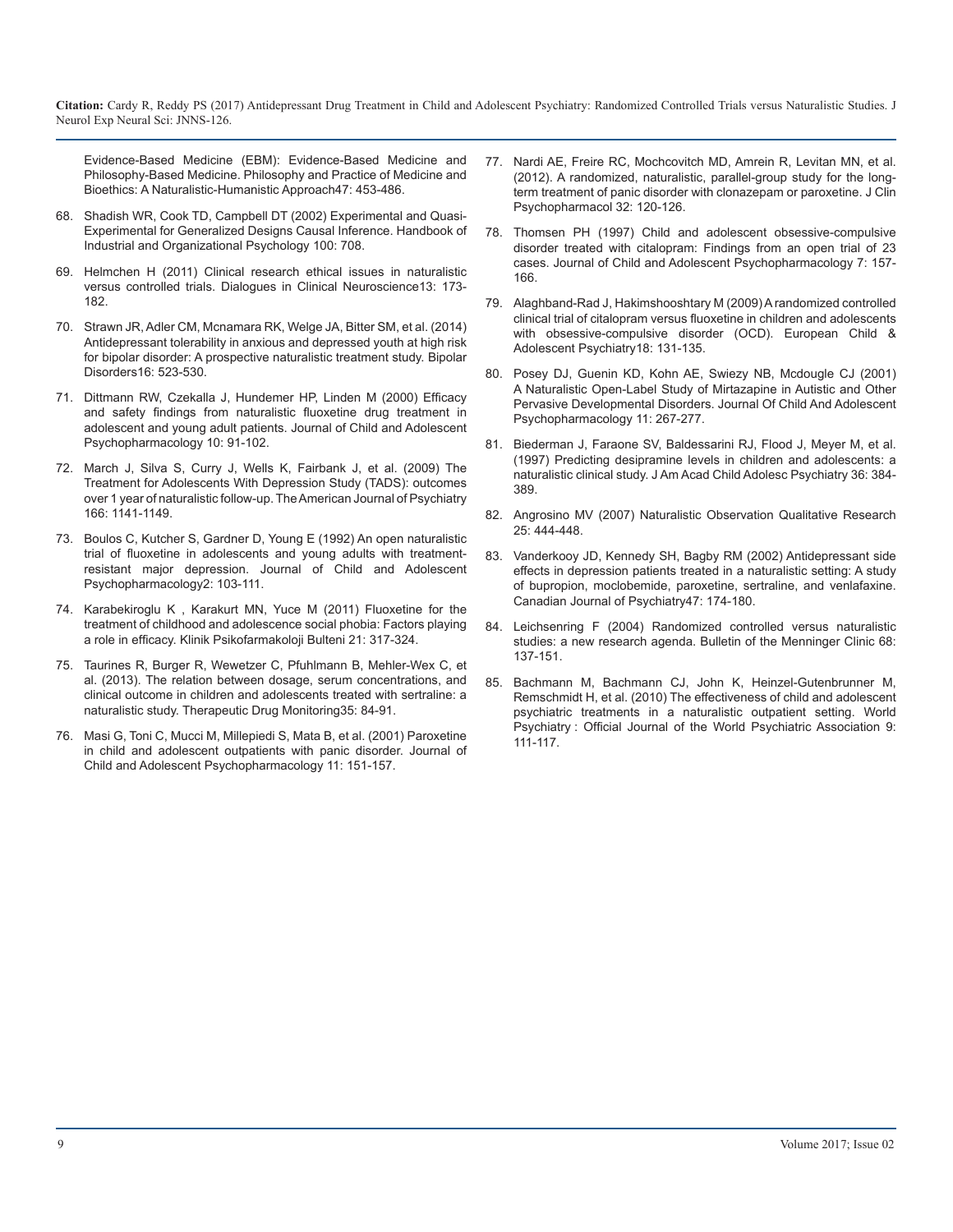Evidence-Based Medicine (EBM): Evidence-Based Medicine and Philosophy-Based Medicine. Philosophy and Practice of Medicine and Bioethics: A Naturalistic-Humanistic Approach47: 453-486.

68. Shadish WR, Cook TD, Campbell DT (2002) Experimental and Quasi-Experimental for Generalized Designs Causal Inference. Handbook of Industrial and Organizational Psychology 100: 708.

69. Helmchen H (2011) Clinical research ethical issues in naturalistic versus controlled trials. Dialogues in Clinical Neuroscience13: 173-182.

70. Strawn JR, Adler CM, Mcnamara RK, Welge JA, Bitter SM, et al. (2014) Antidepressant tolerability in anxious and depressed youth at high risk for bipolar disorder: A prospective naturalistic treatment study. Bipolar Disorders16: 523-530.

71. Dittmann RW, Czekalla J, Hundemer HP, Linden M (2000) Efficacy and safety findings from naturalistic fluoxetine drug treatment in adolescent and young adult patients. Journal of Child and Adolescent Psychopharmacology 10: 91-102.

72. March J, Silva S, Curry J, Wells K, Fairbank J, et al. (2009) The Treatment for Adolescents With Depression Study (TADS): outcomes over 1 year of naturalistic follow-up. The American Journal of Psychiatry 166: 1141-1149.

73. Boulos C, Kutcher S, Gardner D, Young E (1992) An open naturalistic trial of fluoxetine in adolescents and young adults with treatment-resistant major depression. Journal of Child and Adolescent Psychopharmacology2: 103-111.

74. Karabekiroglu K , Karakurt MN, Yuce M (2011) Fluoxetine for the treatment of childhood and adolescence social phobia: Factors playing a role in efficacy. Klinik Psikofarmakoloji Bulteni 21: 317-324.

75. Taurines R, Burger R, Wewetzer C, Pfuhlmann B, Mehler-Wex C, et al. (2013). The relation between dosage, serum concentrations, and clinical outcome in children and adolescents treated with sertraline: a naturalistic study. Therapeutic Drug Monitoring35: 84-91.

76. Masi G, Toni C, Mucci M, Millepiedi S, Mata B, et al. (2001) Paroxetine in child and adolescent outpatients with panic disorder. Journal of Child and Adolescent Psychopharmacology 11: 151-157.

77. Nardi AE, Freire RC, Mochcovitch MD, Amrein R, Levitan MN, et al. (2012). A randomized, naturalistic, parallel-group study for the long-term treatment of panic disorder with clonazepam or paroxetine. J Clin Psychopharmacol 32: 120-126.

78. Thomsen PH (1997) Child and adolescent obsessive-compulsive disorder treated with citalopram: Findings from an open trial of 23 cases. Journal of Child and Adolescent Psychopharmacology 7: 157-166.

79. Alaghband-Rad J, Hakimshooshtary M (2009) A randomized controlled clinical trial of citalopram versus fluoxetine in children and adolescents with obsessive-compulsive disorder (OCD). European Child & Adolescent Psychiatry18: 131-135.

80. Posey DJ, Guenin KD, Kohn AE, Swiezy NB, Mcdougle CJ (2001) A Naturalistic Open-Label Study of Mirtazapine in Autistic and Other Pervasive Developmental Disorders. Journal Of Child And Adolescent Psychopharmacology 11: 267-277.

81. Biederman J, Faraone SV, Baldessarini RJ, Flood J, Meyer M, et al. (1997) Predicting desipramine levels in children and adolescents: a naturalistic clinical study. J Am Acad Child Adolesc Psychiatry 36: 384-389.

82. Angrosino MV (2007) Naturalistic Observation Qualitative Research 25: 444-448.

83. Vanderkooy JD, Kennedy SH, Bagby RM (2002) Antidepressant side effects in depression patients treated in a naturalistic setting: A study of bupropion, moclobemide, paroxetine, sertraline, and venlafaxine. Canadian Journal of Psychiatry47: 174-180.

84. Leichsenring F (2004) Randomized controlled versus naturalistic studies: a new research agenda. Bulletin of the Menninger Clinic 68: 137-151.

85. Bachmann M, Bachmann CJ, John K, Heinzel-Gutenbrunner M, Remschmidt H, et al. (2010) The effectiveness of child and adolescent psychiatric treatments in a naturalistic outpatient setting. World Psychiatry : Official Journal of the World Psychiatric Association 9: 111-117.